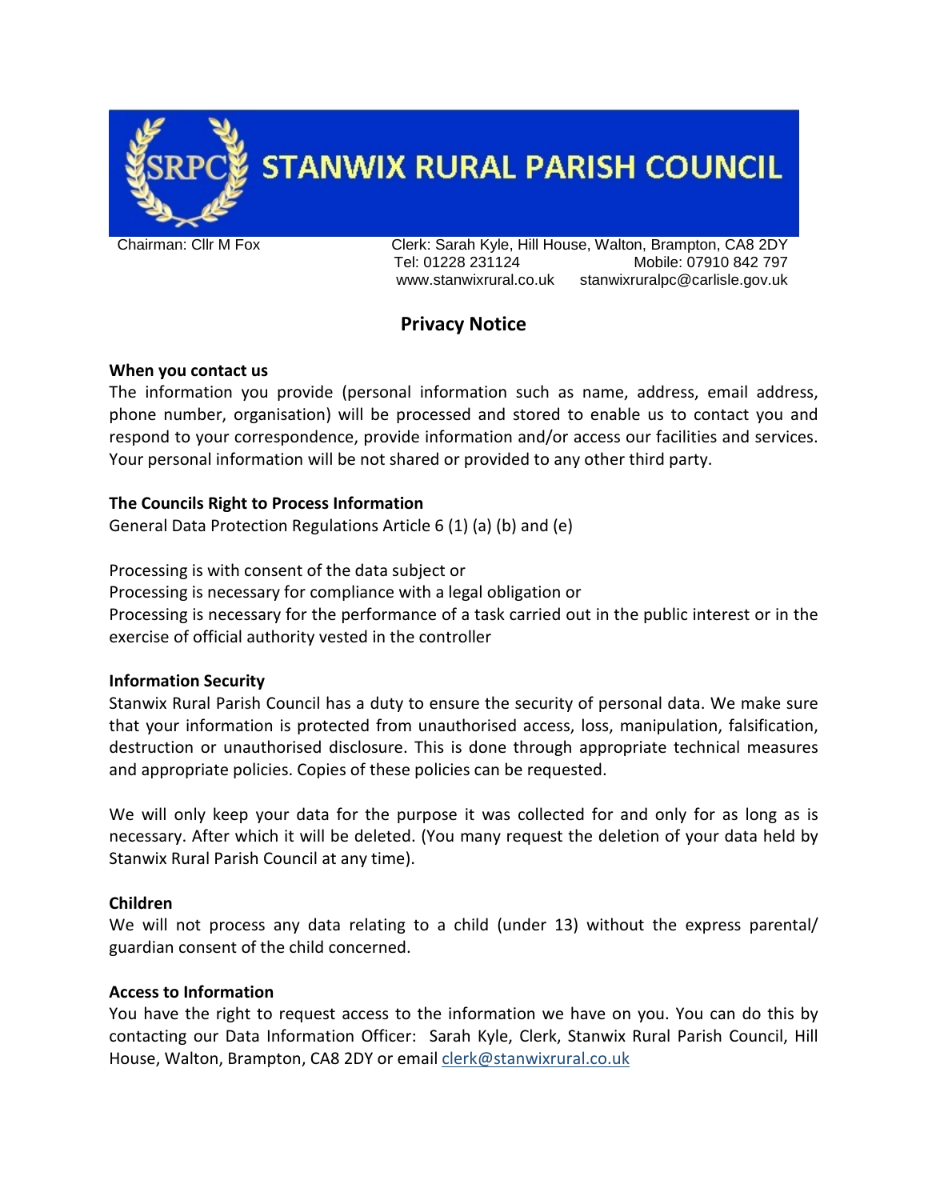# STANWIX RURAL PARISH COUNCIL

Chairman: Cllr M Fox

Clerk: Sarah Kyle, Hill House, Walton, Brampton, CA8 2DY
Tel: 01228 231124 Mobile: 07910 842 797
www.stanwixrural.co.uk stanwixruralpc@carlisle.gov.uk

## Privacy Notice

**When you contact us**

The information you provide (personal information such as name, address, email address, phone number, organisation) will be processed and stored to enable us to contact you and respond to your correspondence, provide information and/or access our facilities and services. Your personal information will be not shared or provided to any other third party.

**The Councils Right to Process Information**

General Data Protection Regulations Article 6 (1) (a) (b) and (e)

Processing is with consent of the data subject or
Processing is necessary for compliance with a legal obligation or
Processing is necessary for the performance of a task carried out in the public interest or in the exercise of official authority vested in the controller

**Information Security**

Stanwix Rural Parish Council has a duty to ensure the security of personal data. We make sure that your information is protected from unauthorised access, loss, manipulation, falsification, destruction or unauthorised disclosure. This is done through appropriate technical measures and appropriate policies. Copies of these policies can be requested.

We will only keep your data for the purpose it was collected for and only for as long as is necessary. After which it will be deleted. (You many request the deletion of your data held by Stanwix Rural Parish Council at any time).

**Children**

We will not process any data relating to a child (under 13) without the express parental/ guardian consent of the child concerned.

**Access to Information**

You have the right to request access to the information we have on you. You can do this by contacting our Data Information Officer: Sarah Kyle, Clerk, Stanwix Rural Parish Council, Hill House, Walton, Brampton, CA8 2DY or email clerk@stanwixrural.co.uk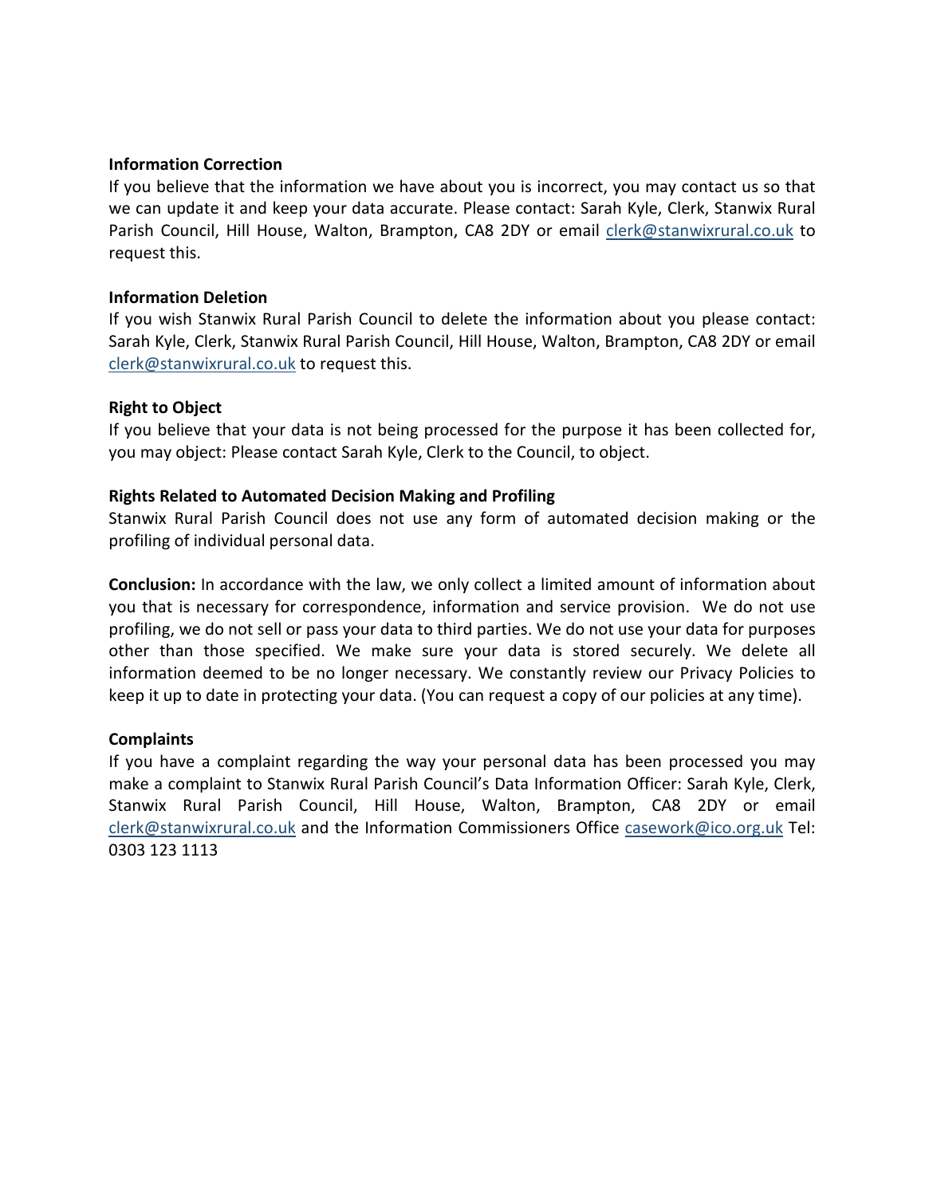**Information Correction**

If you believe that the information we have about you is incorrect, you may contact us so that we can update it and keep your data accurate. Please contact: Sarah Kyle, Clerk, Stanwix Rural Parish Council, Hill House, Walton, Brampton, CA8 2DY or email clerk@stanwixrural.co.uk to request this.

**Information Deletion**

If you wish Stanwix Rural Parish Council to delete the information about you please contact: Sarah Kyle, Clerk, Stanwix Rural Parish Council, Hill House, Walton, Brampton, CA8 2DY or email clerk@stanwixrural.co.uk to request this.

**Right to Object**

If you believe that your data is not being processed for the purpose it has been collected for, you may object: Please contact Sarah Kyle, Clerk to the Council, to object.

**Rights Related to Automated Decision Making and Profiling**

Stanwix Rural Parish Council does not use any form of automated decision making or the profiling of individual personal data.

**Conclusion:** In accordance with the law, we only collect a limited amount of information about you that is necessary for correspondence, information and service provision. We do not use profiling, we do not sell or pass your data to third parties. We do not use your data for purposes other than those specified. We make sure your data is stored securely. We delete all information deemed to be no longer necessary. We constantly review our Privacy Policies to keep it up to date in protecting your data. (You can request a copy of our policies at any time).

**Complaints**

If you have a complaint regarding the way your personal data has been processed you may make a complaint to Stanwix Rural Parish Council's Data Information Officer: Sarah Kyle, Clerk, Stanwix Rural Parish Council, Hill House, Walton, Brampton, CA8 2DY or email clerk@stanwixrural.co.uk and the Information Commissioners Office casework@ico.org.uk Tel: 0303 123 1113